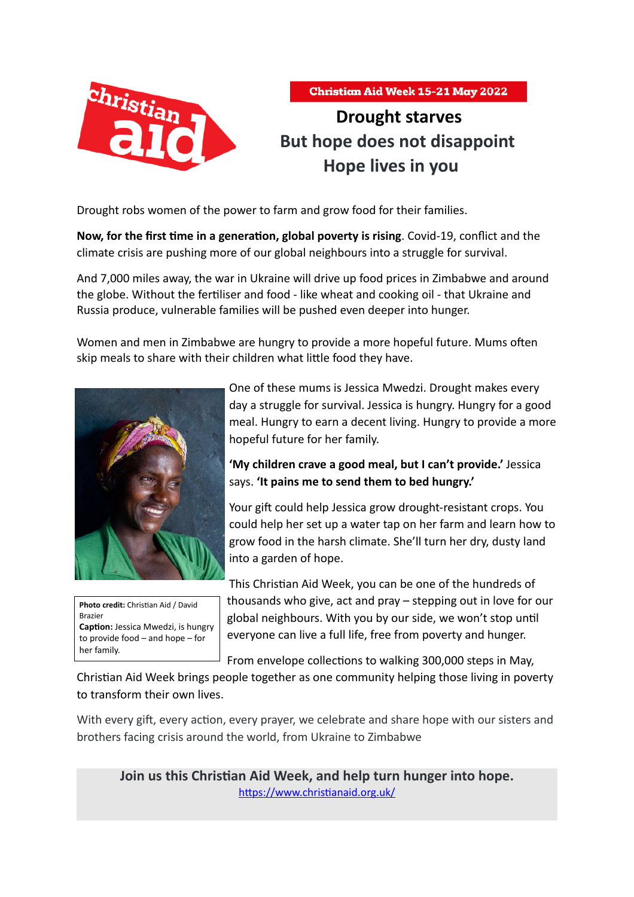Christian Aid Week 15-21 May 2022

# Drought starves
# But hope does not disappoint
# Hope lives in you

Drought robs women of the power to farm and grow food for their families.

**Now, for the first time in a generation, global poverty is rising**. Covid-19, conflict and the climate crisis are pushing more of our global neighbours into a struggle for survival.

And 7,000 miles away, the war in Ukraine will drive up food prices in Zimbabwe and around the globe. Without the fertiliser and food - like wheat and cooking oil - that Ukraine and Russia produce, vulnerable families will be pushed even deeper into hunger.

Women and men in Zimbabwe are hungry to provide a more hopeful future. Mums often skip meals to share with their children what little food they have.

One of these mums is Jessica Mwedzi. Drought makes every day a struggle for survival. Jessica is hungry. Hungry for a good meal. Hungry to earn a decent living. Hungry to provide a more hopeful future for her family.

**'My children crave a good meal, but I can't provide.'** Jessica says. **'It pains me to send them to bed hungry.'**

Your gift could help Jessica grow drought-resistant crops. You could help her set up a water tap on her farm and learn how to grow food in the harsh climate. She'll turn her dry, dusty land into a garden of hope.

**Photo credit:** Christian Aid / David Brazier
**Caption:** Jessica Mwedzi, is hungry to provide food – and hope – for her family.

This Christian Aid Week, you can be one of the hundreds of thousands who give, act and pray – stepping out in love for our global neighbours. With you by our side, we won't stop until everyone can live a full life, free from poverty and hunger.

From envelope collections to walking 300,000 steps in May, Christian Aid Week brings people together as one community helping those living in poverty to transform their own lives.

With every gift, every action, every prayer, we celebrate and share hope with our sisters and brothers facing crisis around the world, from Ukraine to Zimbabwe

**Join us this Christian Aid Week, and help turn hunger into hope.**
https://www.christianaid.org.uk/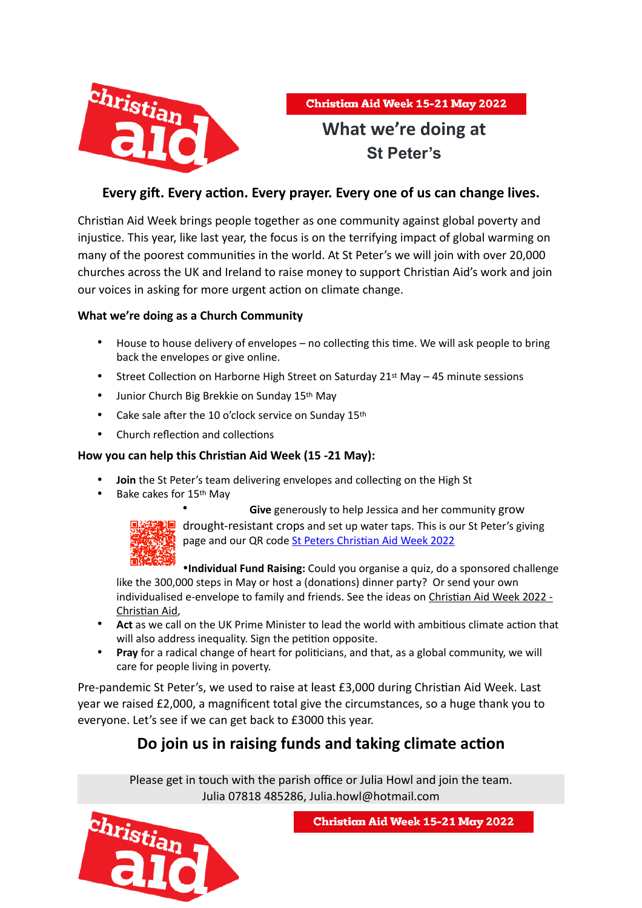Christian Aid Week 15-21 May 2022

# What we're doing at St Peter's

## Every gift. Every action. Every prayer. Every one of us can change lives.

Christian Aid Week brings people together as one community against global poverty and injustice. This year, like last year, the focus is on the terrifying impact of global warming on many of the poorest communities in the world. At St Peter's we will join with over 20,000 churches across the UK and Ireland to raise money to support Christian Aid's work and join our voices in asking for more urgent action on climate change.

**What we're doing as a Church Community**

- House to house delivery of envelopes – no collecting this time. We will ask people to bring back the envelopes or give online.
- Street Collection on Harborne High Street on Saturday 21st May – 45 minute sessions
- Junior Church Big Brekkie on Sunday 15th May
- Cake sale after the 10 o'clock service on Sunday 15th
- Church reflection and collections

**How you can help this Christian Aid Week (15 -21 May):**

- **Join** the St Peter's team delivering envelopes and collecting on the High St
- Bake cakes for 15th May
- **Give** generously to help Jessica and her community grow drought-resistant crops and set up water taps. This is our St Peter's giving page and our QR code [St Peters Christian Aid Week 2022]
- **Individual Fund Raising:** Could you organise a quiz, do a sponsored challenge like the 300,000 steps in May or host a (donations) dinner party? Or send your own individualised e-envelope to family and friends. See the ideas on [Christian Aid Week 2022 - Christian Aid],
- **Act** as we call on the UK Prime Minister to lead the world with ambitious climate action that will also address inequality. Sign the petition opposite.
- **Pray** for a radical change of heart for politicians, and that, as a global community, we will care for people living in poverty.

Pre-pandemic St Peter's, we used to raise at least £3,000 during Christian Aid Week. Last year we raised £2,000, a magnificent total give the circumstances, so a huge thank you to everyone. Let's see if we can get back to £3000 this year.

## Do join us in raising funds and taking climate action

Please get in touch with the parish office or Julia Howl and join the team.
Julia 07818 485286, Julia.howl@hotmail.com

Christian Aid Week 15-21 May 2022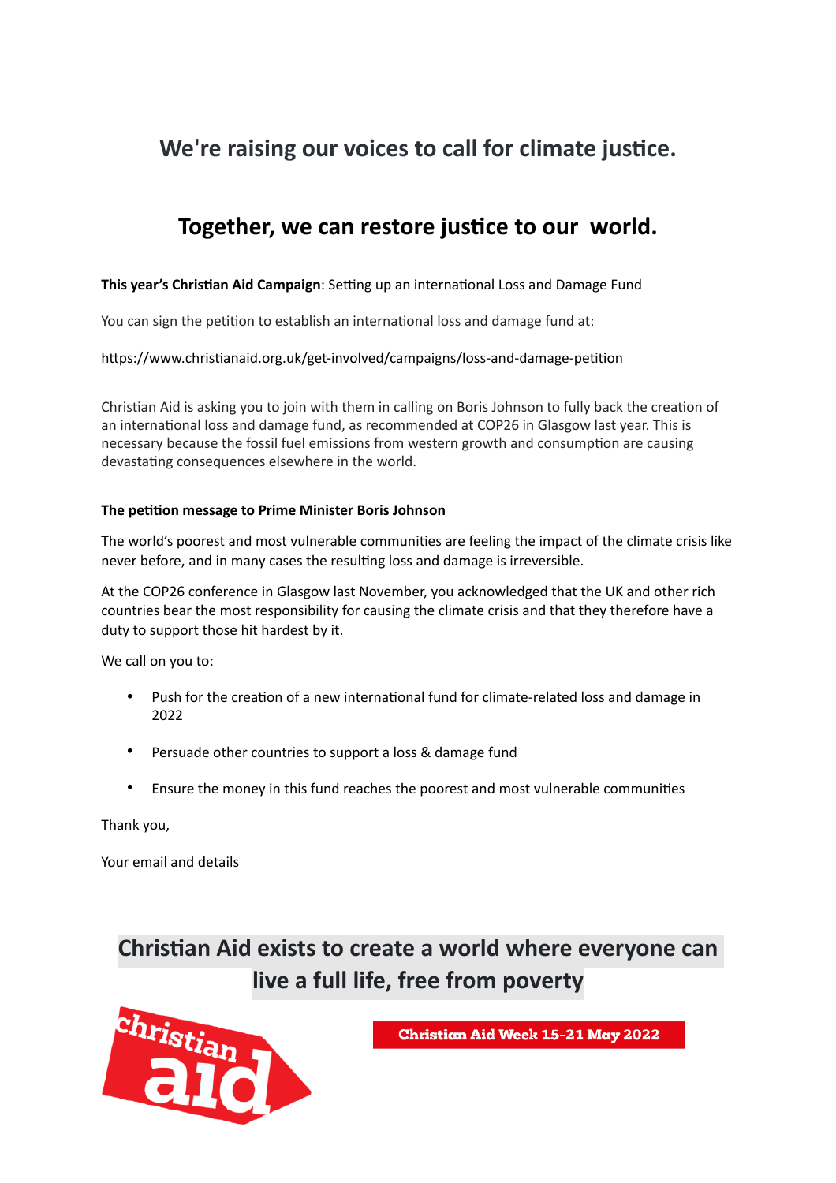## We're raising our voices to call for climate justice.

## Together, we can restore justice to our world.

**This year's Christian Aid Campaign**: Setting up an international Loss and Damage Fund

You can sign the petition to establish an international loss and damage fund at:

https://www.christianaid.org.uk/get-involved/campaigns/loss-and-damage-petition

Christian Aid is asking you to join with them in calling on Boris Johnson to fully back the creation of an international loss and damage fund, as recommended at COP26 in Glasgow last year. This is necessary because the fossil fuel emissions from western growth and consumption are causing devastating consequences elsewhere in the world.

**The petition message to Prime Minister Boris Johnson**

The world's poorest and most vulnerable communities are feeling the impact of the climate crisis like never before, and in many cases the resulting loss and damage is irreversible.

At the COP26 conference in Glasgow last November, you acknowledged that the UK and other rich countries bear the most responsibility for causing the climate crisis and that they therefore have a duty to support those hit hardest by it.

We call on you to:

- Push for the creation of a new international fund for climate-related loss and damage in 2022
- Persuade other countries to support a loss & damage fund
- Ensure the money in this fund reaches the poorest and most vulnerable communities

Thank you,

Your email and details

## Christian Aid exists to create a world where everyone can live a full life, free from poverty

christian aid

**Christian Aid Week 15-21 May 2022**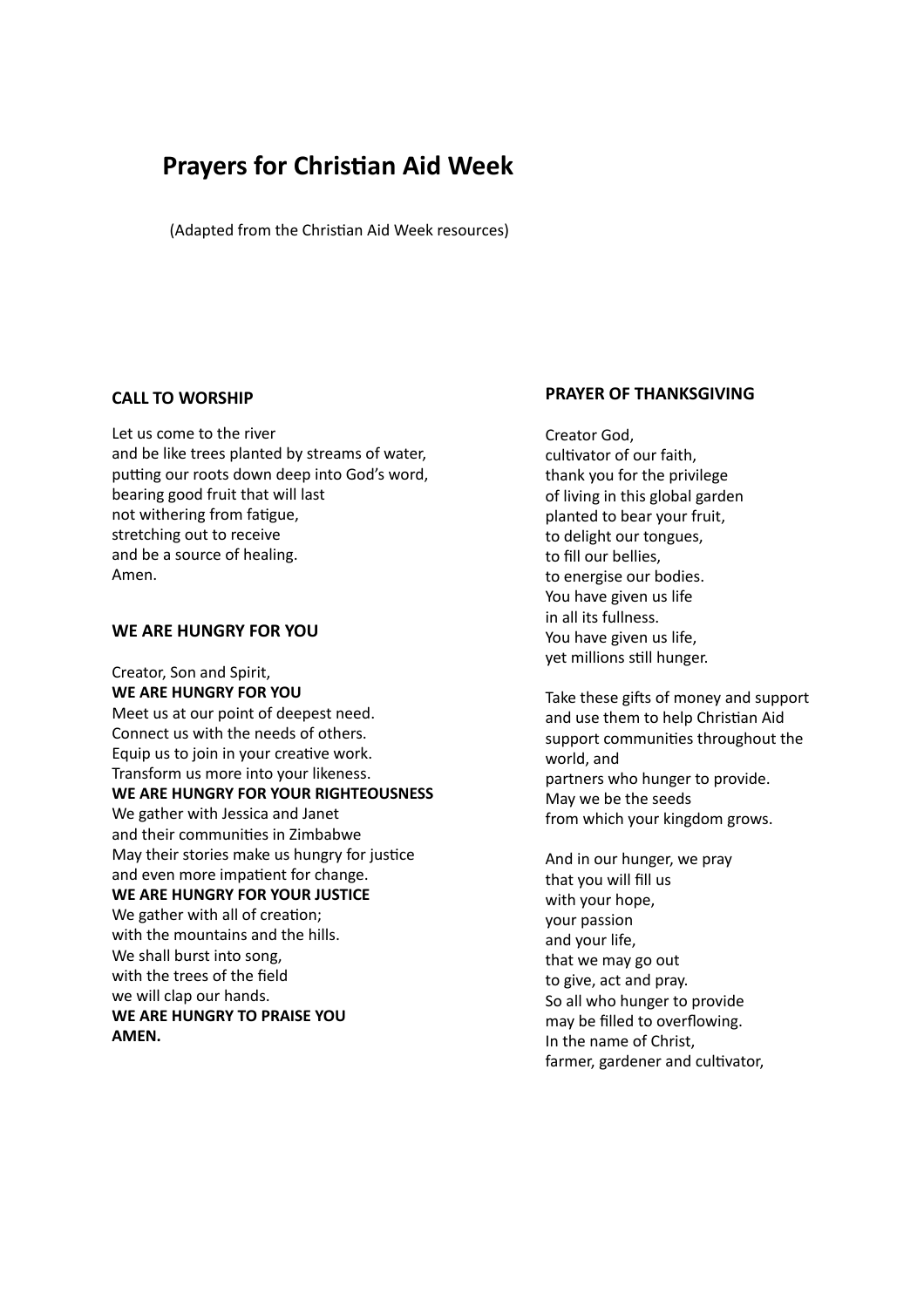# Prayers for Christian Aid Week

(Adapted from the Christian Aid Week resources)

## CALL TO WORSHIP

Let us come to the river
and be like trees planted by streams of water,
putting our roots down deep into God's word,
bearing good fruit that will last
not withering from fatigue,
stretching out to receive
and be a source of healing.
Amen.

## WE ARE HUNGRY FOR YOU

Creator, Son and Spirit,
**WE ARE HUNGRY FOR YOU**
Meet us at our point of deepest need.
Connect us with the needs of others.
Equip us to join in your creative work.
Transform us more into your likeness.
**WE ARE HUNGRY FOR YOUR RIGHTEOUSNESS**
We gather with Jessica and Janet
and their communities in Zimbabwe
May their stories make us hungry for justice
and even more impatient for change.
**WE ARE HUNGRY FOR YOUR JUSTICE**
We gather with all of creation;
with the mountains and the hills.
We shall burst into song,
with the trees of the field
we will clap our hands.
**WE ARE HUNGRY TO PRAISE YOU**
**AMEN.**

## PRAYER OF THANKSGIVING

Creator God,
cultivator of our faith,
thank you for the privilege
of living in this global garden
planted to bear your fruit,
to delight our tongues,
to fill our bellies,
to energise our bodies.
You have given us life
in all its fullness.
You have given us life,
yet millions still hunger.

Take these gifts of money and support
and use them to help Christian Aid
support communities throughout the world, and
partners who hunger to provide.
May we be the seeds
from which your kingdom grows.

And in our hunger, we pray
that you will fill us
with your hope,
your passion
and your life,
that we may go out
to give, act and pray.
So all who hunger to provide
may be filled to overflowing.
In the name of Christ,
farmer, gardener and cultivator,